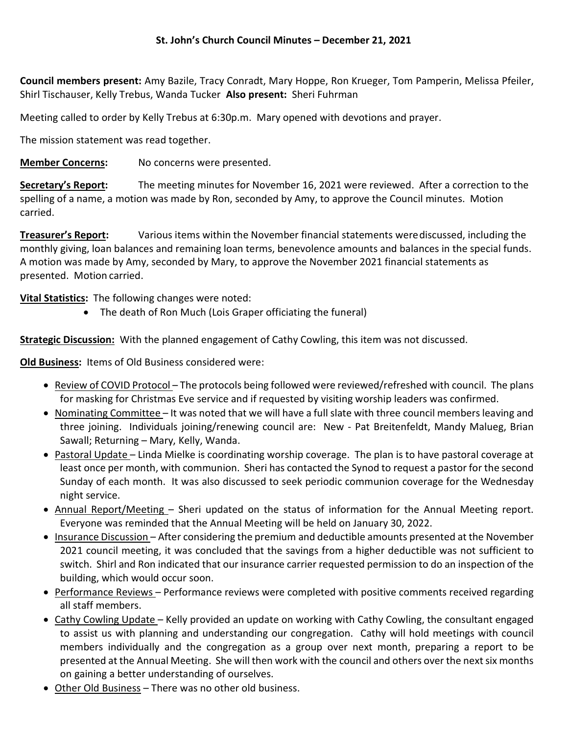## St. John's Church Council Minutes – December 21, 2021

**Council members present:** Amy Bazile, Tracy Conradt, Mary Hoppe, Ron Krueger, Tom Pamperin, Melissa Pfeiler, Shirl Tischauser, Kelly Trebus, Wanda Tucker **Also present:** Sheri Fuhrman

Meeting called to order by Kelly Trebus at 6:30p.m. Mary opened with devotions and prayer.

The mission statement was read together.

**Member Concerns:** No concerns were presented.

**Secretary's Report:** The meeting minutes for November 16, 2021 were reviewed. After a correction to the spelling of a name, a motion was made by Ron, seconded by Amy, to approve the Council minutes. Motion carried.

**Treasurer's Report:** Various items within the November financial statements were discussed, including the monthly giving, loan balances and remaining loan terms, benevolence amounts and balances in the special funds. A motion was made by Amy, seconded by Mary, to approve the November 2021 financial statements as presented. Motion carried.

**Vital Statistics:** The following changes were noted:

- The death of Ron Much (Lois Graper officiating the funeral)

**Strategic Discussion:** With the planned engagement of Cathy Cowling, this item was not discussed.

**Old Business:** Items of Old Business considered were:

- Review of COVID Protocol – The protocols being followed were reviewed/refreshed with council. The plans for masking for Christmas Eve service and if requested by visiting worship leaders was confirmed.
- Nominating Committee – It was noted that we will have a full slate with three council members leaving and three joining. Individuals joining/renewing council are: New - Pat Breitenfeldt, Mandy Malueg, Brian Sawall; Returning – Mary, Kelly, Wanda.
- Pastoral Update – Linda Mielke is coordinating worship coverage. The plan is to have pastoral coverage at least once per month, with communion. Sheri has contacted the Synod to request a pastor for the second Sunday of each month. It was also discussed to seek periodic communion coverage for the Wednesday night service.
- Annual Report/Meeting – Sheri updated on the status of information for the Annual Meeting report. Everyone was reminded that the Annual Meeting will be held on January 30, 2022.
- Insurance Discussion – After considering the premium and deductible amounts presented at the November 2021 council meeting, it was concluded that the savings from a higher deductible was not sufficient to switch. Shirl and Ron indicated that our insurance carrier requested permission to do an inspection of the building, which would occur soon.
- Performance Reviews – Performance reviews were completed with positive comments received regarding all staff members.
- Cathy Cowling Update – Kelly provided an update on working with Cathy Cowling, the consultant engaged to assist us with planning and understanding our congregation. Cathy will hold meetings with council members individually and the congregation as a group over next month, preparing a report to be presented at the Annual Meeting. She will then work with the council and others over the next six months on gaining a better understanding of ourselves.
- Other Old Business – There was no other old business.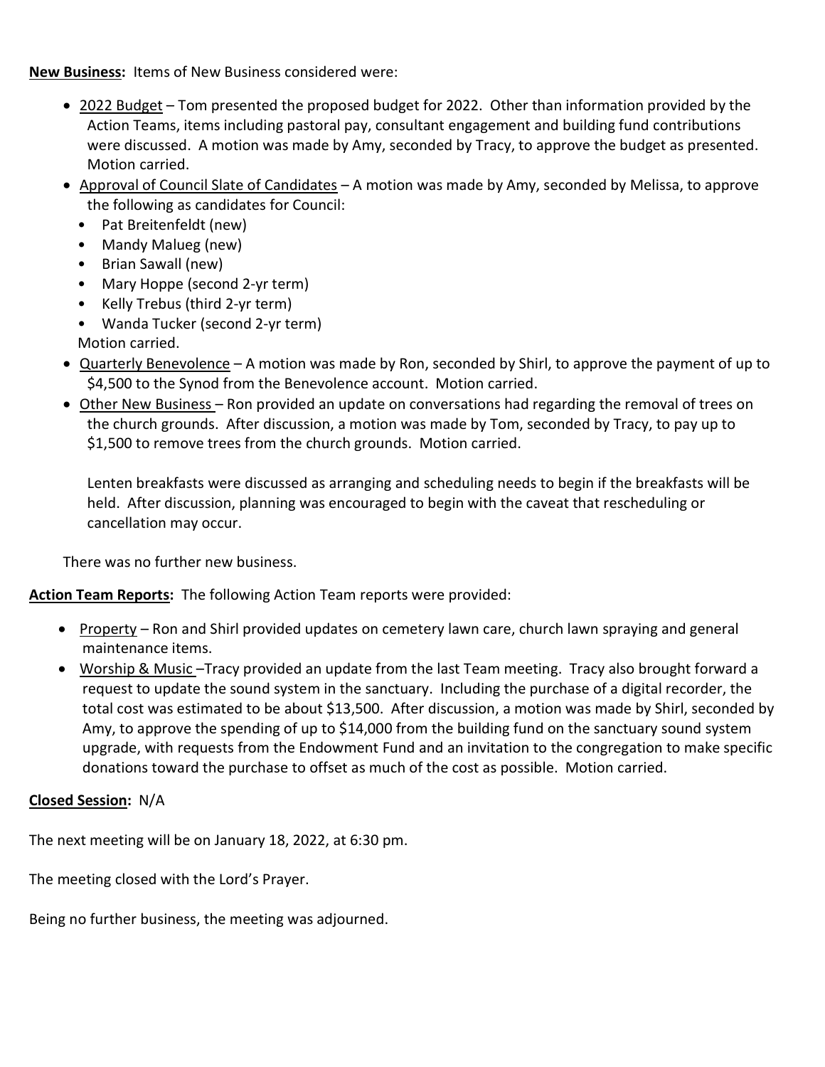**New Business:** Items of New Business considered were:

- 2022 Budget – Tom presented the proposed budget for 2022. Other than information provided by the Action Teams, items including pastoral pay, consultant engagement and building fund contributions were discussed. A motion was made by Amy, seconded by Tracy, to approve the budget as presented. Motion carried.
- Approval of Council Slate of Candidates – A motion was made by Amy, seconded by Melissa, to approve the following as candidates for Council:
  - Pat Breitenfeldt (new)
  - Mandy Malueg (new)
  - Brian Sawall (new)
  - Mary Hoppe (second 2-yr term)
  - Kelly Trebus (third 2-yr term)
  - Wanda Tucker (second 2-yr term)

  Motion carried.
- Quarterly Benevolence – A motion was made by Ron, seconded by Shirl, to approve the payment of up to $4,500 to the Synod from the Benevolence account. Motion carried.
- Other New Business – Ron provided an update on conversations had regarding the removal of trees on the church grounds. After discussion, a motion was made by Tom, seconded by Tracy, to pay up to $1,500 to remove trees from the church grounds. Motion carried.

  Lenten breakfasts were discussed as arranging and scheduling needs to begin if the breakfasts will be held. After discussion, planning was encouraged to begin with the caveat that rescheduling or cancellation may occur.

There was no further new business.

**Action Team Reports:** The following Action Team reports were provided:

- Property – Ron and Shirl provided updates on cemetery lawn care, church lawn spraying and general maintenance items.
- Worship & Music –Tracy provided an update from the last Team meeting. Tracy also brought forward a request to update the sound system in the sanctuary. Including the purchase of a digital recorder, the total cost was estimated to be about $13,500. After discussion, a motion was made by Shirl, seconded by Amy, to approve the spending of up to $14,000 from the building fund on the sanctuary sound system upgrade, with requests from the Endowment Fund and an invitation to the congregation to make specific donations toward the purchase to offset as much of the cost as possible. Motion carried.

**Closed Session:** N/A

The next meeting will be on January 18, 2022, at 6:30 pm.

The meeting closed with the Lord's Prayer.

Being no further business, the meeting was adjourned.